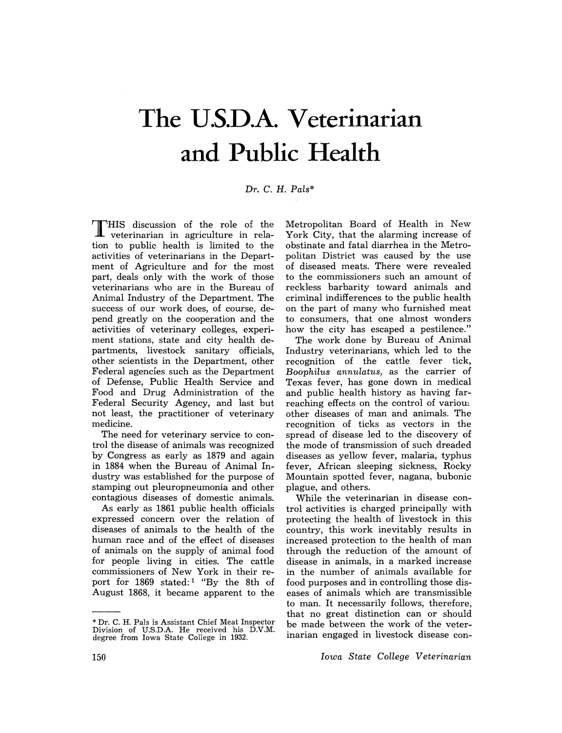# The U.S.D.A. Veterinarian and Public Health

*Dr. C. H. Pals\**

THIS discussion of the role of the veterinarian in agriculture in relation to public health is limited to the activities of veterinarians in the Department of Agriculture and for the most part, deals only with the work of those veterinarians who are in the Bureau of Animal Industry of the Department. The success of our work does, of course, depend greatly on the cooperation and the activities of veterinary colleges, experiment stations, state and city health departments, livestock sanitary officials, other scientists in the Department, other Federal agencies such as the Department of Defense, Public Health Service and Food and Drug Administration of the Federal Security Agency, and last but not least, the practitioner of veterinary medicine.

The need for veterinary service to control the disease of animals was recognized by Congress as early as 1879 and again in 1884 when the Bureau of Animal Industry was established for the purpose of stamping out pleuropneumonia and other contagious diseases of domestic animals.

As early as 1861 public health officials expressed concern over the relation of diseases of animals to the health of the human race and of the effect of diseases of animals on the supply of animal food for people living in cities. The cattle commissioners of New York in their report for 1869 stated:[1] "By the 8th of August 1868, it became apparent to the Metropolitan Board of Health in New York City, that the alarming increase of obstinate and fatal diarrhea in the Metropolitan District was caused by the use of diseased meats. There were revealed to the commissioners such an amount of reckless barbarity toward animals and criminal indifferences to the public health on the part of many who furnished meat to consumers, that one almost wonders how the city has escaped a pestilence."

The work done by Bureau of Animal Industry veterinarians, which led to the recognition of the cattle fever tick, *Boophilus annulatus,* as the carrier of Texas fever, has gone down in medical and public health history as having far-reaching effects on the control of various other diseases of man and animals. The recognition of ticks as vectors in the spread of disease led to the discovery of the mode of transmission of such dreaded diseases as yellow fever, malaria, typhus fever, African sleeping sickness, Rocky Mountain spotted fever, nagana, bubonic plague, and others.

While the veterinarian in disease control activities is charged principally with protecting the health of livestock in this country, this work inevitably results in increased protection to the health of man through the reduction of the amount of disease in animals, in a marked increase in the number of animals available for food purposes and in controlling those diseases of animals which are transmissible to man. It necessarily follows, therefore, that no great distinction can or should be made between the work of the veterinarian engaged in livestock disease con-

---

\* Dr. C. H. Pals is Assistant Chief Meat Inspector Division of U.S.D.A. He received his D.V.M. degree from Iowa State College in 1932.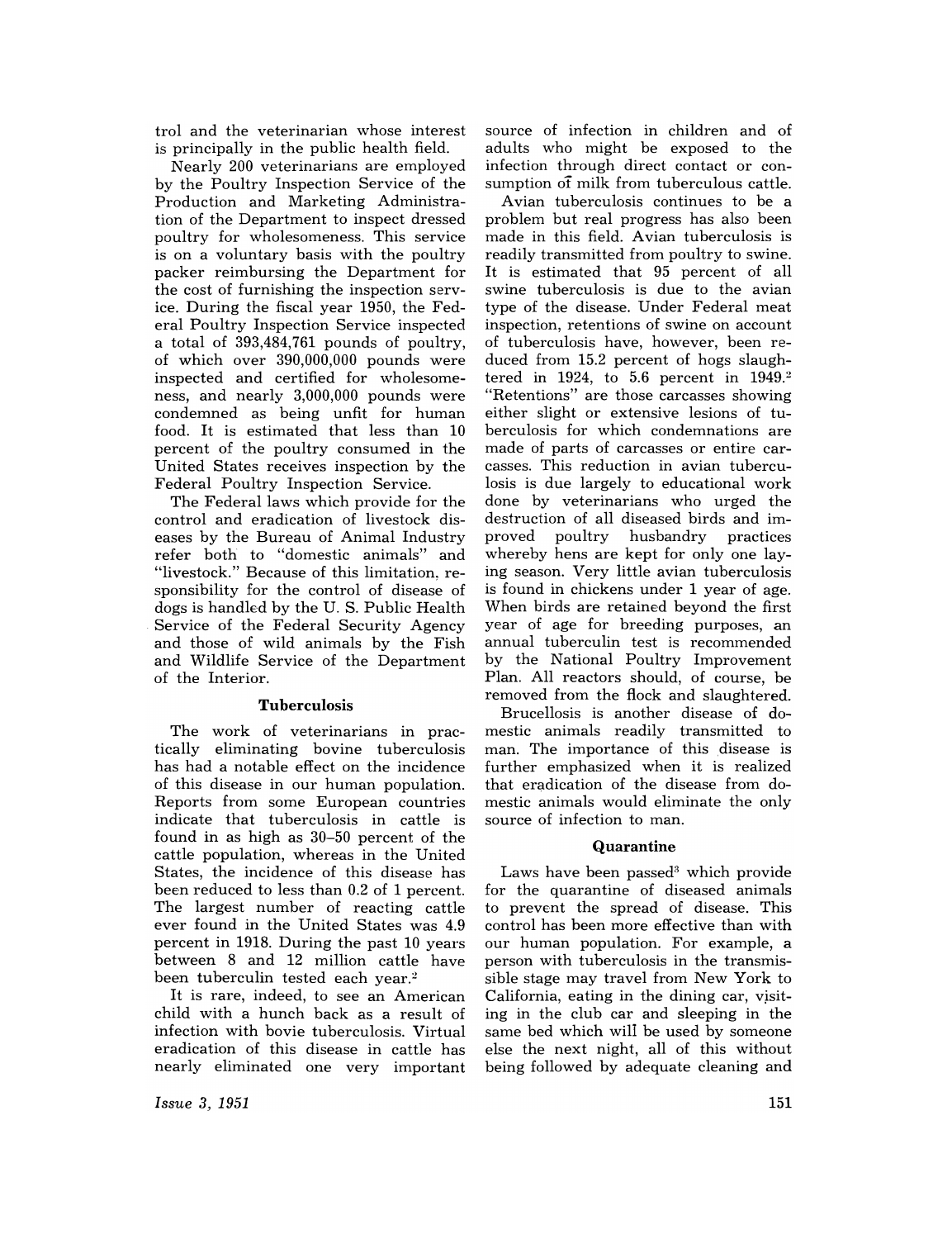trol and the veterinarian whose interest is principally in the public health field.

Nearly 200 veterinarians are employed by the Poultry Inspection Service of the Production and Marketing Administration of the Department to inspect dressed poultry for wholesomeness. This service is on a voluntary basis with the poultry packer reimbursing the Department for the cost of furnishing the inspection service. During the fiscal year 1950, the Federal Poultry Inspection Service inspected a total of 393,484,761 pounds of poultry, of which over 390,000,000 pounds were inspected and certified for wholesomeness, and nearly 3,000,000 pounds were condemned as being unfit for human food. It is estimated that less than 10 percent of the poultry consumed in the United States receives inspection by the Federal Poultry Inspection Service.

The Federal laws which provide for the control and eradication of livestock diseases by the Bureau of Animal Industry refer both to "domestic animals" and "livestock." Because of this limitation, responsibility for the control of disease of dogs is handled by the U. S. Public Health Service of the Federal Security Agency and those of wild animals by the Fish and Wildlife Service of the Department of the Interior.

### Tuberculosis

The work of veterinarians in practically eliminating bovine tuberculosis has had a notable effect on the incidence of this disease in our human population. Reports from some European countries indicate that tuberculosis in cattle is found in as high as 30–50 percent of the cattle population, whereas in the United States, the incidence of this disease has been reduced to less than 0.2 of 1 percent. The largest number of reacting cattle ever found in the United States was 4.9 percent in 1918. During the past 10 years between 8 and 12 million cattle have been tuberculin tested each year.[2]

It is rare, indeed, to see an American child with a hunch back as a result of infection with bovie tuberculosis. Virtual eradication of this disease in cattle has nearly eliminated one very important source of infection in children and of adults who might be exposed to the infection through direct contact or consumption of milk from tuberculous cattle.

Avian tuberculosis continues to be a problem but real progress has also been made in this field. Avian tuberculosis is readily transmitted from poultry to swine. It is estimated that 95 percent of all swine tuberculosis is due to the avian type of the disease. Under Federal meat inspection, retentions of swine on account of tuberculosis have, however, been reduced from 15.2 percent of hogs slaughtered in 1924, to 5.6 percent in 1949.[2] "Retentions" are those carcasses showing either slight or extensive lesions of tuberculosis for which condemnations are made of parts of carcasses or entire carcasses. This reduction in avian tuberculosis is due largely to educational work done by veterinarians who urged the destruction of all diseased birds and improved poultry husbandry practices whereby hens are kept for only one laying season. Very little avian tuberculosis is found in chickens under 1 year of age. When birds are retained beyond the first year of age for breeding purposes, an annual tuberculin test is recommended by the National Poultry Improvement Plan. All reactors should, of course, be removed from the flock and slaughtered.

Brucellosis is another disease of domestic animals readily transmitted to man. The importance of this disease is further emphasized when it is realized that eradication of the disease from domestic animals would eliminate the only source of infection to man.

### Quarantine

Laws have been passed[3] which provide for the quarantine of diseased animals to prevent the spread of disease. This control has been more effective than with our human population. For example, a person with tuberculosis in the transmissible stage may travel from New York to California, eating in the dining car, visiting in the club car and sleeping in the same bed which will be used by someone else the next night, all of this without being followed by adequate cleaning and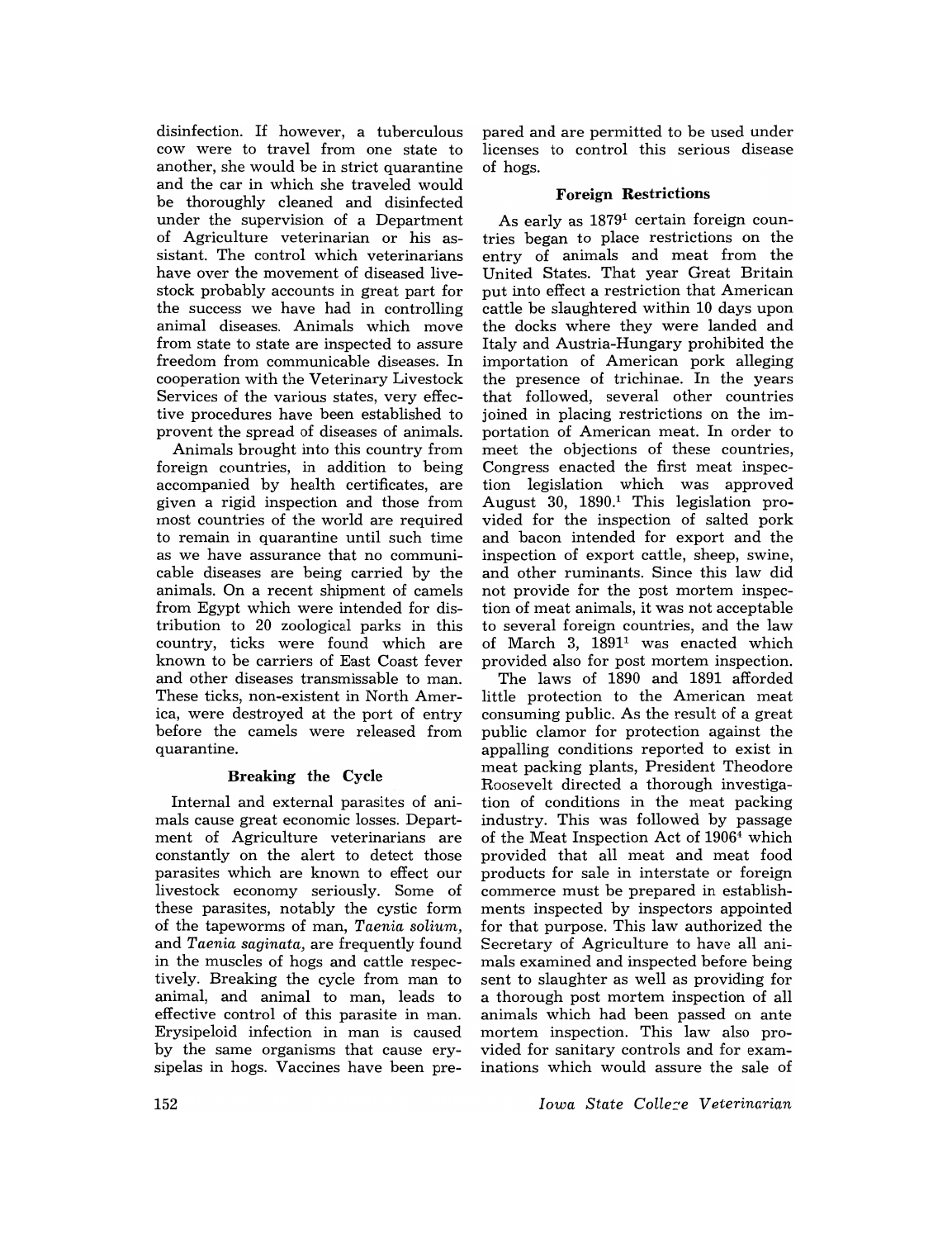disinfection. If however, a tuberculous cow were to travel from one state to another, she would be in strict quarantine and the car in which she traveled would be thoroughly cleaned and disinfected under the supervision of a Department of Agriculture veterinarian or his assistant. The control which veterinarians have over the movement of diseased livestock probably accounts in great part for the success we have had in controlling animal diseases. Animals which move from state to state are inspected to assure freedom from communicable diseases. In cooperation with the Veterinary Livestock Services of the various states, very effective procedures have been established to provent the spread of diseases of animals.

Animals brought into this country from foreign countries, in addition to being accompanied by health certificates, are given a rigid inspection and those from most countries of the world are required to remain in quarantine until such time as we have assurance that no communicable diseases are being carried by the animals. On a recent shipment of camels from Egypt which were intended for distribution to 20 zoological parks in this country, ticks were found which are known to be carriers of East Coast fever and other diseases transmissable to man. These ticks, non-existent in North America, were destroyed at the port of entry before the camels were released from quarantine.

### Breaking the Cycle

Internal and external parasites of animals cause great economic losses. Department of Agriculture veterinarians are constantly on the alert to detect those parasites which are known to effect our livestock economy seriously. Some of these parasites, notably the cystic form of the tapeworms of man, *Taenia solium,* and *Taenia saginata,* are frequently found in the muscles of hogs and cattle respectively. Breaking the cycle from man to animal, and animal to man, leads to effective control of this parasite in man. Erysipeloid infection in man is caused by the same organisms that cause erysipelas in hogs. Vaccines have been prepared and are permitted to be used under licenses to control this serious disease of hogs.

### Foreign Restrictions

As early as 1879[1] certain foreign countries began to place restrictions on the entry of animals and meat from the United States. That year Great Britain put into effect a restriction that American cattle be slaughtered within 10 days upon the docks where they were landed and Italy and Austria-Hungary prohibited the importation of American pork alleging the presence of trichinae. In the years that followed, several other countries joined in placing restrictions on the importation of American meat. In order to meet the objections of these countries, Congress enacted the first meat inspection legislation which was approved August 30, 1890.[1] This legislation provided for the inspection of salted pork and bacon intended for export and the inspection of export cattle, sheep, swine, and other ruminants. Since this law did not provide for the post mortem inspection of meat animals, it was not acceptable to several foreign countries, and the law of March 3, 1891[1] was enacted which provided also for post mortem inspection.

The laws of 1890 and 1891 afforded little protection to the American meat consuming public. As the result of a great public clamor for protection against the appalling conditions reported to exist in meat packing plants, President Theodore Roosevelt directed a thorough investigation of conditions in the meat packing industry. This was followed by passage of the Meat Inspection Act of 1906[4] which provided that all meat and meat food products for sale in interstate or foreign commerce must be prepared in establishments inspected by inspectors appointed for that purpose. This law authorized the Secretary of Agriculture to have all animals examined and inspected before being sent to slaughter as well as providing for a thorough post mortem inspection of all animals which had been passed on ante mortem inspection. This law also provided for sanitary controls and for examinations which would assure the sale of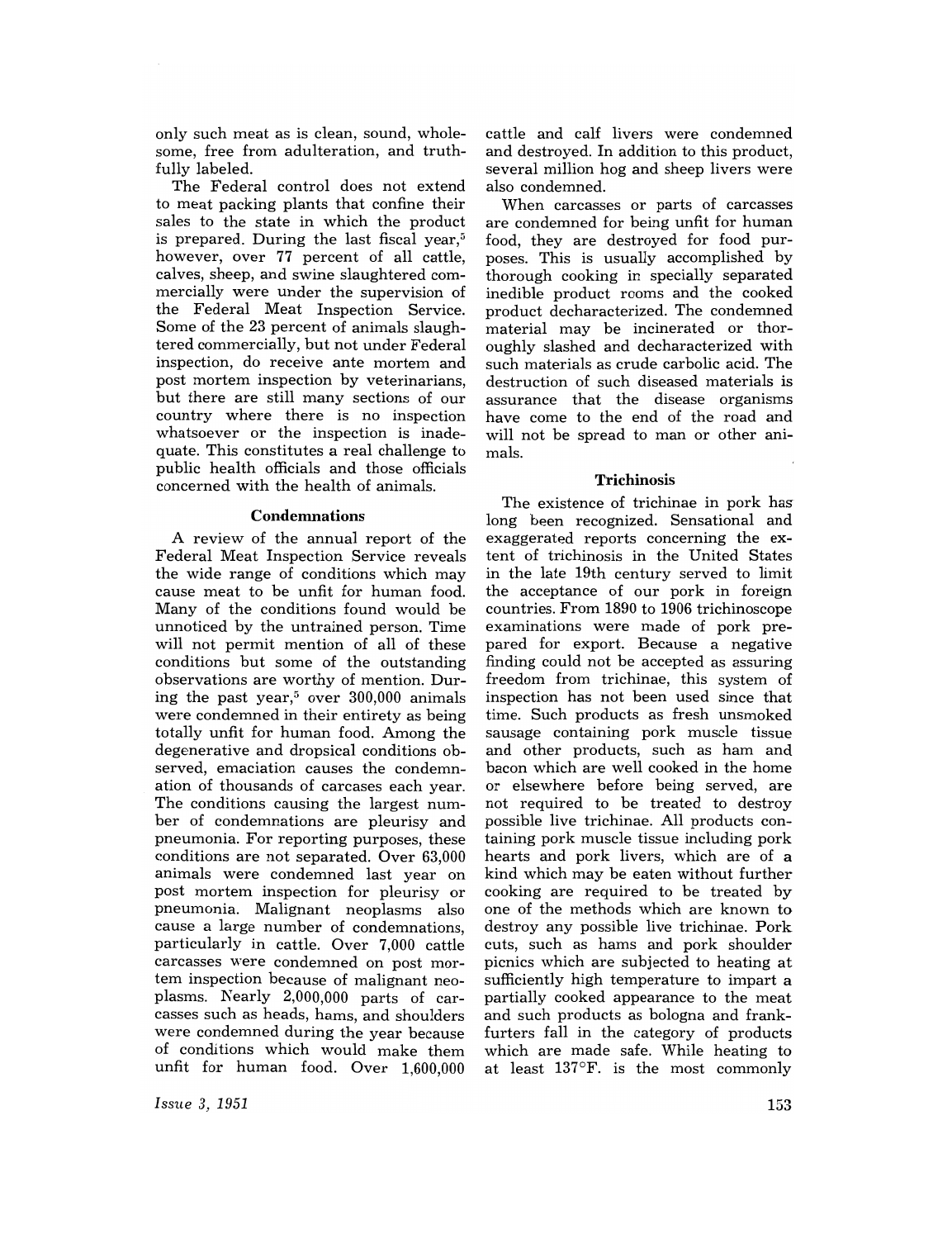only such meat as is clean, sound, wholesome, free from adulteration, and truthfully labeled.

The Federal control does not extend to meat packing plants that confine their sales to the state in which the product is prepared. During the last fiscal year,[5] however, over 77 percent of all cattle, calves, sheep, and swine slaughtered commercially were under the supervision of the Federal Meat Inspection Service. Some of the 23 percent of animals slaughtered commercially, but not under Federal inspection, do receive ante mortem and post mortem inspection by veterinarians, but there are still many sections of our country where there is no inspection whatsoever or the inspection is inadequate. This constitutes a real challenge to public health officials and those officials concerned with the health of animals.

### Condemnations

A review of the annual report of the Federal Meat Inspection Service reveals the wide range of conditions which may cause meat to be unfit for human food. Many of the conditions found would be unnoticed by the untrained person. Time will not permit mention of all of these conditions but some of the outstanding observations are worthy of mention. During the past year,[5] over 300,000 animals were condemned in their entirety as being totally unfit for human food. Among the degenerative and dropsical conditions observed, emaciation causes the condemnation of thousands of carcases each year. The conditions causing the largest number of condemnations are pleurisy and pneumonia. For reporting purposes, these conditions are not separated. Over 63,000 animals were condemned last year on post mortem inspection for pleurisy or pneumonia. Malignant neoplasms also cause a large number of condemnations, particularly in cattle. Over 7,000 cattle carcasses were condemned on post mortem inspection because of malignant neoplasms. Nearly 2,000,000 parts of carcasses such as heads, hams, and shoulders were condemned during the year because of conditions which would make them unfit for human food. Over 1,600,000 cattle and calf livers were condemned and destroyed. In addition to this product, several million hog and sheep livers were also condemned.

When carcasses or parts of carcasses are condemned for being unfit for human food, they are destroyed for food purposes. This is usually accomplished by thorough cooking in specially separated inedible product rooms and the cooked product decharacterized. The condemned material may be incinerated or thoroughly slashed and decharacterized with such materials as crude carbolic acid. The destruction of such diseased materials is assurance that the disease organisms have come to the end of the road and will not be spread to man or other animals.

### Trichinosis

The existence of trichinae in pork has long been recognized. Sensational and exaggerated reports concerning the extent of trichinosis in the United States in the late 19th century served to limit the acceptance of our pork in foreign countries. From 1890 to 1906 trichinoscope examinations were made of pork prepared for export. Because a negative finding could not be accepted as assuring freedom from trichinae, this system of inspection has not been used since that time. Such products as fresh unsmoked sausage containing pork muscle tissue and other products, such as ham and bacon which are well cooked in the home or elsewhere before being served, are not required to be treated to destroy possible live trichinae. All products containing pork muscle tissue including pork hearts and pork livers, which are of a kind which may be eaten without further cooking are required to be treated by one of the methods which are known to destroy any possible live trichinae. Pork cuts, such as hams and pork shoulder picnics which are subjected to heating at sufficiently high temperature to impart a partially cooked appearance to the meat and such products as bologna and frankfurters fall in the category of products which are made safe. While heating to at least 137°F. is the most commonly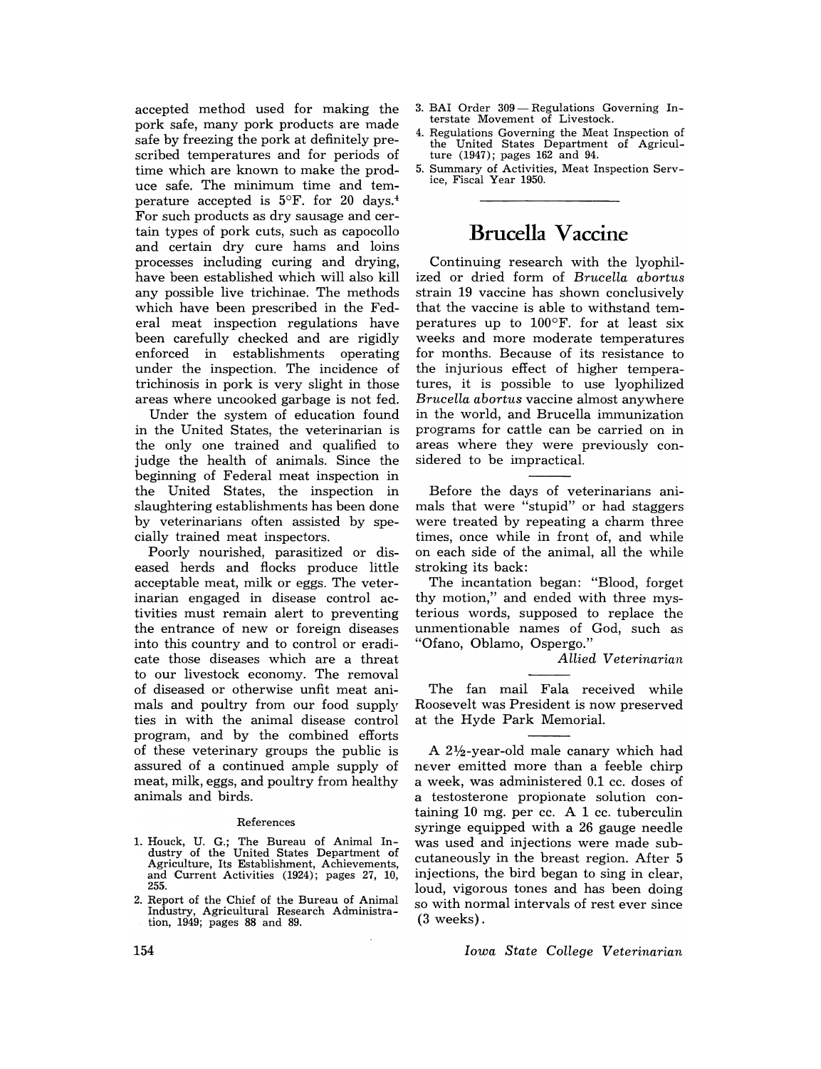accepted method used for making the pork safe, many pork products are made safe by freezing the pork at definitely prescribed temperatures and for periods of time which are known to make the produce safe. The minimum time and temperature accepted is 5°F. for 20 days.[4] For such products as dry sausage and certain types of pork cuts, such as capocollo and certain dry cure hams and loins processes including curing and drying, have been established which will also kill any possible live trichinae. The methods which have been prescribed in the Federal meat inspection regulations have been carefully checked and are rigidly enforced in establishments operating under the inspection. The incidence of trichinosis in pork is very slight in those areas where uncooked garbage is not fed.

Under the system of education found in the United States, the veterinarian is the only one trained and qualified to judge the health of animals. Since the beginning of Federal meat inspection in the United States, the inspection in slaughtering establishments has been done by veterinarians often assisted by specially trained meat inspectors.

Poorly nourished, parasitized or diseased herds and flocks produce little acceptable meat, milk or eggs. The veterinarian engaged in disease control activities must remain alert to preventing the entrance of new or foreign diseases into this country and to control or eradicate those diseases which are a threat to our livestock economy. The removal of diseased or otherwise unfit meat animals and poultry from our food supply ties in with the animal disease control program, and by the combined efforts of these veterinary groups the public is assured of a continued ample supply of meat, milk, eggs, and poultry from healthy animals and birds.

References

1. Houck, U. G.; The Bureau of Animal Industry of the United States Department of Agriculture, Its Establishment, Achievements, and Current Activities (1924); pages 27, 10, 255.
2. Report of the Chief of the Bureau of Animal Industry, Agricultural Research Administration, 1949; pages 88 and 89.
3. BAI Order 309 — Regulations Governing Interstate Movement of Livestock.
4. Regulations Governing the Meat Inspection of the United States Department of Agriculture (1947); pages 162 and 94.
5. Summary of Activities, Meat Inspection Service, Fiscal Year 1950.

# Brucella Vaccine

Continuing research with the lyophilized or dried form of *Brucella abortus* strain 19 vaccine has shown conclusively that the vaccine is able to withstand temperatures up to 100°F. for at least six weeks and more moderate temperatures for months. Because of its resistance to the injurious effect of higher temperatures, it is possible to use lyophilized *Brucella abortus* vaccine almost anywhere in the world, and Brucella immunization programs for cattle can be carried on in areas where they were previously considered to be impractical.

---

Before the days of veterinarians animals that were "stupid" or had staggers were treated by repeating a charm three times, once while in front of, and while on each side of the animal, all the while stroking its back:

The incantation began: "Blood, forget thy motion," and ended with three mysterious words, supposed to replace the unmentionable names of God, such as "Ofano, Oblamo, Ospergo."

*Allied Veterinarian*

---

The fan mail Fala received while Roosevelt was President is now preserved at the Hyde Park Memorial.

---

A 2½-year-old male canary which had never emitted more than a feeble chirp a week, was administered 0.1 cc. doses of a testosterone propionate solution containing 10 mg. per cc. A 1 cc. tuberculin syringe equipped with a 26 gauge needle was used and injections were made subcutaneously in the breast region. After 5 injections, the bird began to sing in clear, loud, vigorous tones and has been doing so with normal intervals of rest ever since (3 weeks).